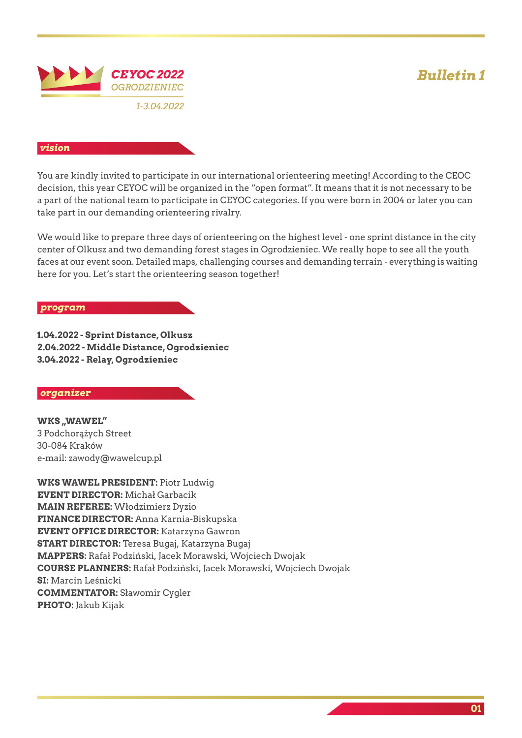**CEYOC 2022**
*OGRODZIENIEC*
*1-3.04.2022*

# *Bulletin 1*

## *vision*

You are kindly invited to participate in our international orienteering meeting! According to the CEOC decision, this year CEYOC will be organized in the "open format". It means that it is not necessary to be a part of the national team to participate in CEYOC categories. If you were born in 2004 or later you can take part in our demanding orienteering rivalry.

We would like to prepare three days of orienteering on the highest level - one sprint distance in the city center of Olkusz and two demanding forest stages in Ogrodzieniec. We really hope to see all the youth faces at our event soon. Detailed maps, challenging courses and demanding terrain - everything is waiting here for you. Let's start the orienteering season together!

## *program*

**1.04.2022 - Sprint Distance, Olkusz**
**2.04.2022 - Middle Distance, Ogrodzieniec**
**3.04.2022 - Relay, Ogrodzieniec**

## *organizer*

**WKS „WAWEL"**
3 Podchorążych Street
30-084 Kraków
e-mail: zawody@wawelcup.pl

**WKS WAWEL PRESIDENT:** Piotr Ludwig
**EVENT DIRECTOR:** Michał Garbacik
**MAIN REFEREE:** Włodzimierz Dyzio
**FINANCE DIRECTOR:** Anna Karnia-Biskupska
**EVENT OFFICE DIRECTOR:** Katarzyna Gawron
**START DIRECTOR:** Teresa Bugaj, Katarzyna Bugaj
**MAPPERS:** Rafał Podziński, Jacek Morawski, Wojciech Dwojak
**COURSE PLANNERS:** Rafał Podziński, Jacek Morawski, Wojciech Dwojak
**SI:** Marcin Leśnicki
**COMMENTATOR:** Sławomir Cygler
**PHOTO:** Jakub Kijak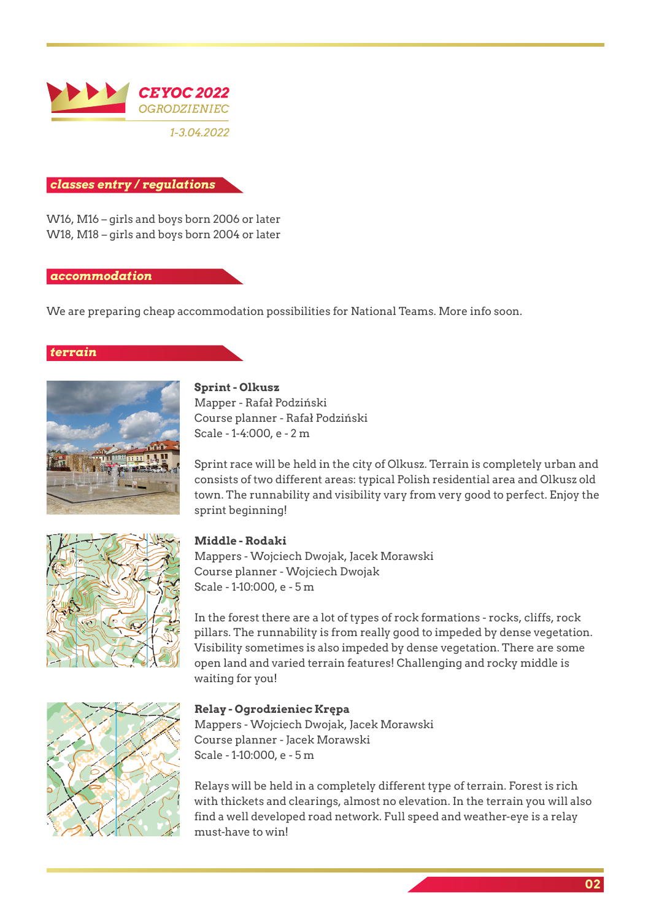# CEYOC 2022
OGRODZIENIEC

1-3.04.2022

## classes entry / regulations

W16, M16 – girls and boys born 2006 or later
W18, M18 – girls and boys born 2004 or later

## accommodation

We are preparing cheap accommodation possibilities for National Teams. More info soon.

## terrain

**Sprint - Olkusz**
Mapper - Rafał Podziński
Course planner - Rafał Podziński
Scale - 1-4:000, e - 2 m

Sprint race will be held in the city of Olkusz. Terrain is completely urban and consists of two different areas: typical Polish residential area and Olkusz old town. The runnability and visibility vary from very good to perfect. Enjoy the sprint beginning!

**Middle - Rodaki**
Mappers - Wojciech Dwojak, Jacek Morawski
Course planner - Wojciech Dwojak
Scale - 1-10:000, e - 5 m

In the forest there are a lot of types of rock formations - rocks, cliffs, rock pillars. The runnability is from really good to impeded by dense vegetation. Visibility sometimes is also impeded by dense vegetation. There are some open land and varied terrain features! Challenging and rocky middle is waiting for you!

**Relay - Ogrodzieniec Krępa**
Mappers - Wojciech Dwojak, Jacek Morawski
Course planner - Jacek Morawski
Scale - 1-10:000, e - 5 m

Relays will be held in a completely different type of terrain. Forest is rich with thickets and clearings, almost no elevation. In the terrain you will also find a well developed road network. Full speed and weather-eye is a relay must-have to win!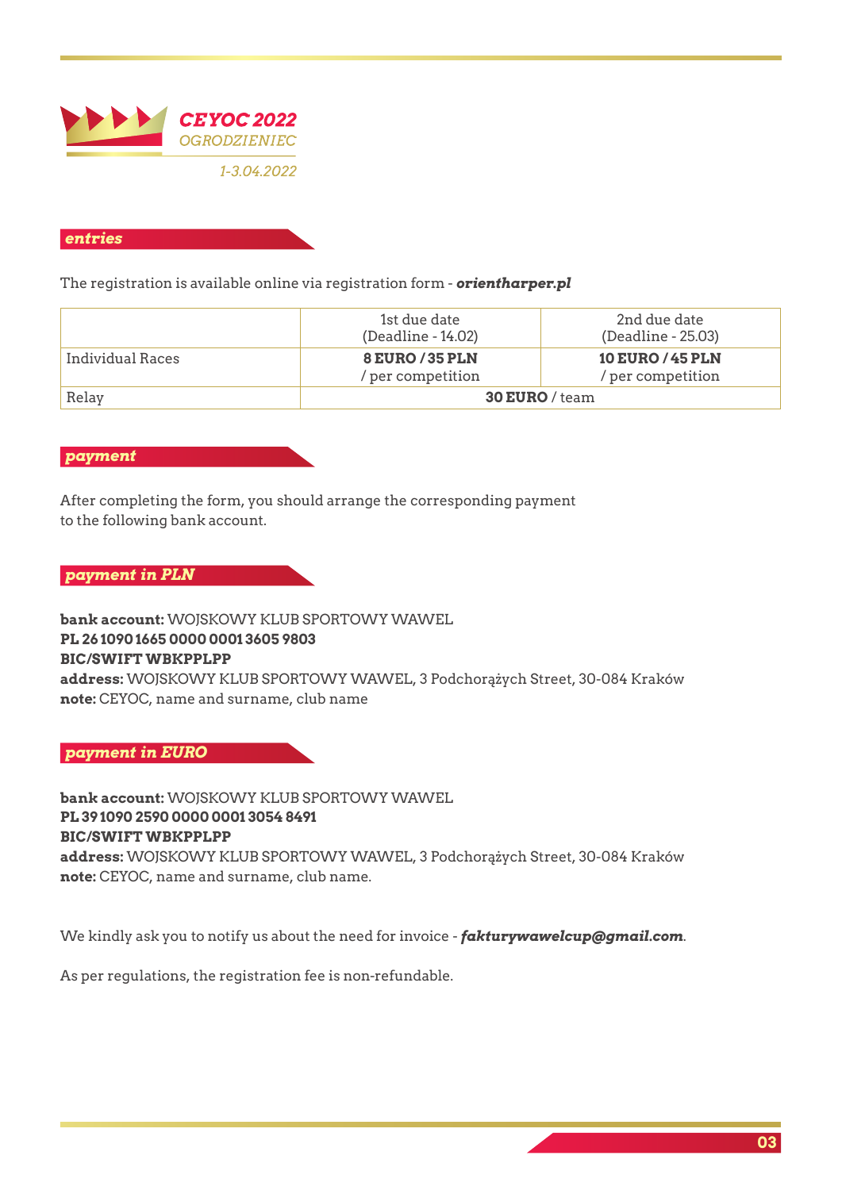**CEYOC 2022**
*OGRODZIENIEC*
*1-3.04.2022*

## *entries*

The registration is available online via registration form - ***orientharper.pl***

| | 1st due date (Deadline - 14.02) | 2nd due date (Deadline - 25.03) |
|---|---|---|
| Individual Races | **8 EURO / 35 PLN** / per competition | **10 EURO / 45 PLN** / per competition |
| Relay | **30 EURO** / team | |

## *payment*

After completing the form, you should arrange the corresponding payment to the following bank account.

## *payment in PLN*

**bank account:** WOJSKOWY KLUB SPORTOWY WAWEL
**PL 26 1090 1665 0000 0001 3605 9803**
**BIC/SWIFT WBKPPLPP**
**address:** WOJSKOWY KLUB SPORTOWY WAWEL, 3 Podchorążych Street, 30-084 Kraków
**note:** CEYOC, name and surname, club name

## *payment in EURO*

**bank account:** WOJSKOWY KLUB SPORTOWY WAWEL
**PL 39 1090 2590 0000 0001 3054 8491**
**BIC/SWIFT WBKPPLPP**
**address:** WOJSKOWY KLUB SPORTOWY WAWEL, 3 Podchorążych Street, 30-084 Kraków
**note:** CEYOC, name and surname, club name.

We kindly ask you to notify us about the need for invoice - ***fakturywawelcup@gmail.com***.

As per regulations, the registration fee is non-refundable.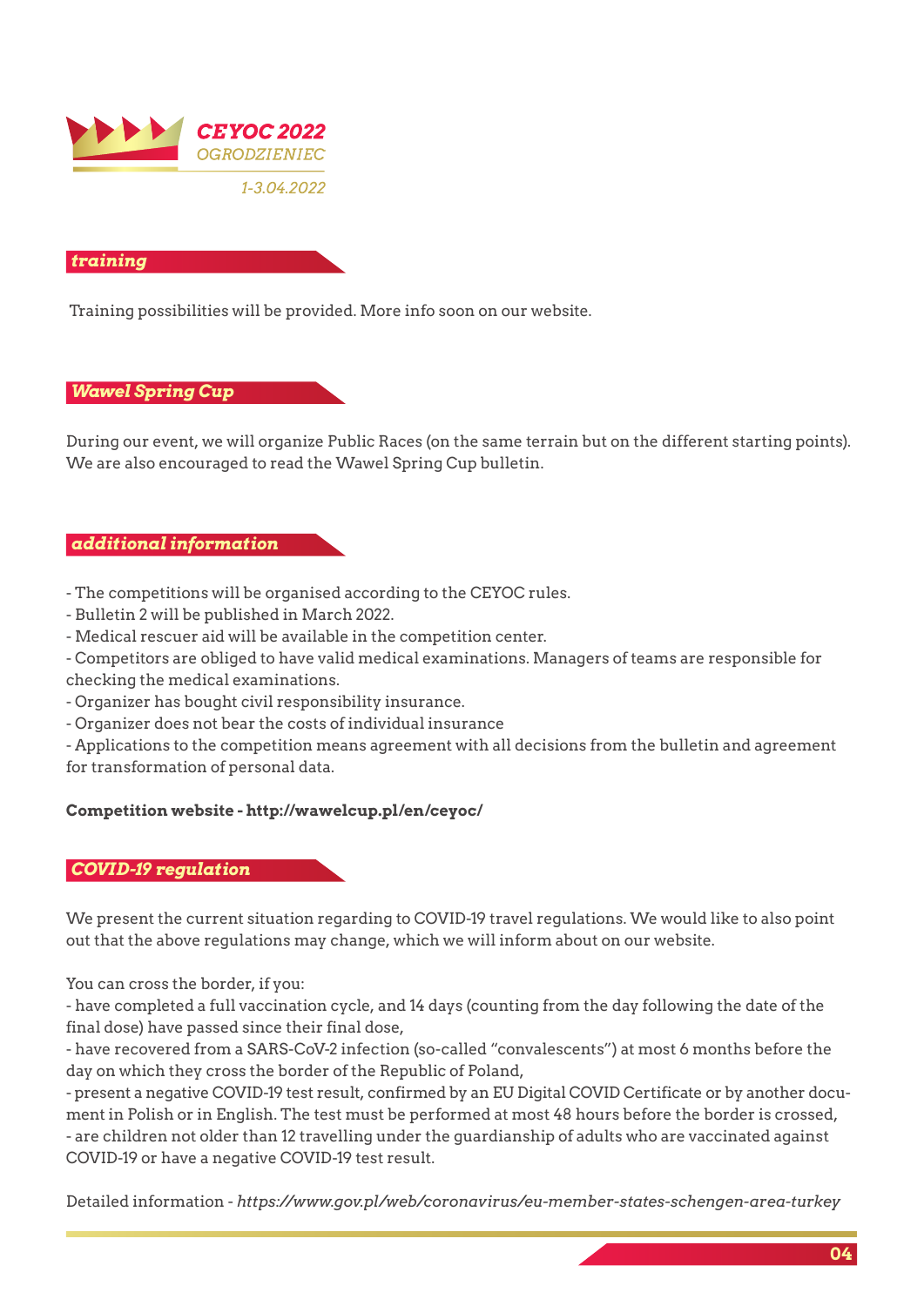CEYOC 2022
OGRODZIENIEC
1-3.04.2022

## *training*

Training possibilities will be provided. More info soon on our website.

## *Wawel Spring Cup*

During our event, we will organize Public Races (on the same terrain but on the different starting points). We are also encouraged to read the Wawel Spring Cup bulletin.

## *additional information*

- The competitions will be organised according to the CEYOC rules.
- Bulletin 2 will be published in March 2022.
- Medical rescuer aid will be available in the competition center.
- Competitors are obliged to have valid medical examinations. Managers of teams are responsible for checking the medical examinations.
- Organizer has bought civil responsibility insurance.
- Organizer does not bear the costs of individual insurance
- Applications to the competition means agreement with all decisions from the bulletin and agreement for transformation of personal data.

**Competition website - http://wawelcup.pl/en/ceyoc/**

## *COVID-19 regulation*

We present the current situation regarding to COVID-19 travel regulations. We would like to also point out that the above regulations may change, which we will inform about on our website.

You can cross the border, if you:
- have completed a full vaccination cycle, and 14 days (counting from the day following the date of the final dose) have passed since their final dose,
- have recovered from a SARS-CoV-2 infection (so-called "convalescents") at most 6 months before the day on which they cross the border of the Republic of Poland,
- present a negative COVID-19 test result, confirmed by an EU Digital COVID Certificate or by another document in Polish or in English. The test must be performed at most 48 hours before the border is crossed,
- are children not older than 12 travelling under the guardianship of adults who are vaccinated against COVID-19 or have a negative COVID-19 test result.

Detailed information - *https://www.gov.pl/web/coronavirus/eu-member-states-schengen-area-turkey*